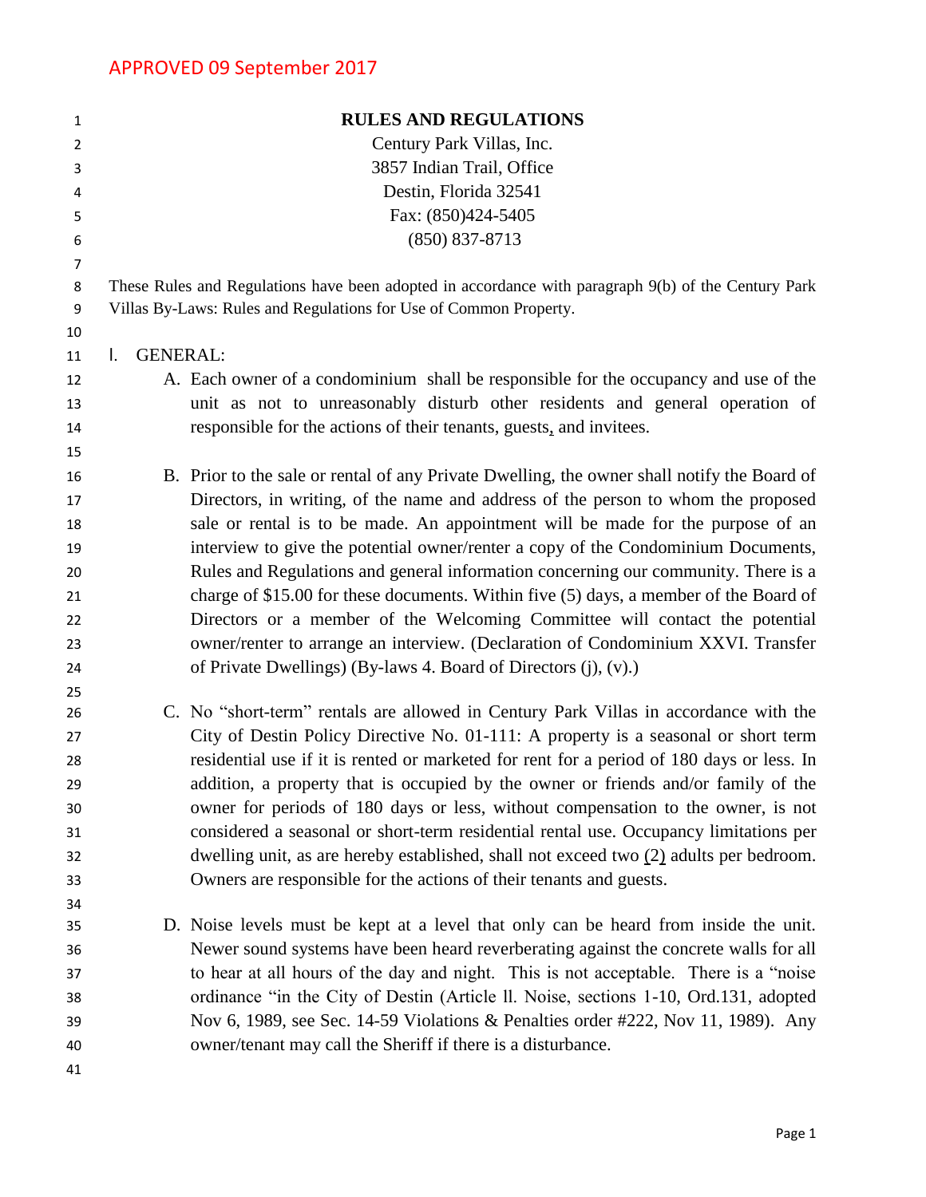APPROVED 09 September 2017

# RULES AND REGULATIONS

Century Park Villas, Inc.
3857 Indian Trail, Office
Destin, Florida 32541
Fax: (850)424-5405
(850) 837-8713

These Rules and Regulations have been adopted in accordance with paragraph 9(b) of the Century Park Villas By-Laws: Rules and Regulations for Use of Common Property.

## I. GENERAL:

A. Each owner of a condominium shall be responsible for the occupancy and use of the unit as not to unreasonably disturb other residents and general operation of responsible for the actions of their tenants, guests, and invitees.

B. Prior to the sale or rental of any Private Dwelling, the owner shall notify the Board of Directors, in writing, of the name and address of the person to whom the proposed sale or rental is to be made. An appointment will be made for the purpose of an interview to give the potential owner/renter a copy of the Condominium Documents, Rules and Regulations and general information concerning our community. There is a charge of $15.00 for these documents. Within five (5) days, a member of the Board of Directors or a member of the Welcoming Committee will contact the potential owner/renter to arrange an interview. (Declaration of Condominium XXVI. Transfer of Private Dwellings) (By-laws 4. Board of Directors (j), (v).)

C. No "short-term" rentals are allowed in Century Park Villas in accordance with the City of Destin Policy Directive No. 01-111: A property is a seasonal or short term residential use if it is rented or marketed for rent for a period of 180 days or less. In addition, a property that is occupied by the owner or friends and/or family of the owner for periods of 180 days or less, without compensation to the owner, is not considered a seasonal or short-term residential rental use. Occupancy limitations per dwelling unit, as are hereby established, shall not exceed two (2) adults per bedroom. Owners are responsible for the actions of their tenants and guests.

D. Noise levels must be kept at a level that only can be heard from inside the unit. Newer sound systems have been heard reverberating against the concrete walls for all to hear at all hours of the day and night. This is not acceptable. There is a "noise ordinance "in the City of Destin (Article ll. Noise, sections 1-10, Ord.131, adopted Nov 6, 1989, see Sec. 14-59 Violations & Penalties order #222, Nov 11, 1989). Any owner/tenant may call the Sheriff if there is a disturbance.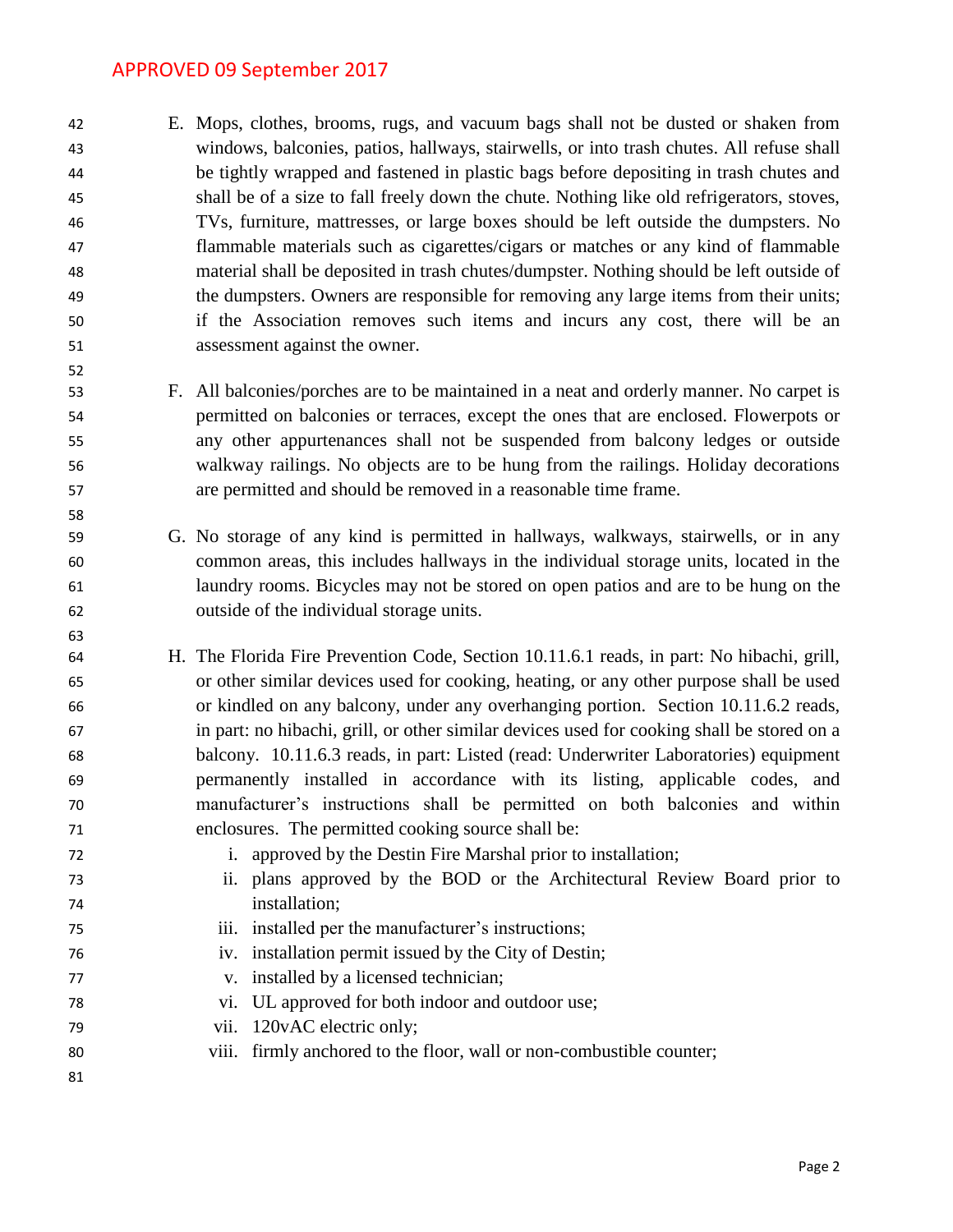E. Mops, clothes, brooms, rugs, and vacuum bags shall not be dusted or shaken from windows, balconies, patios, hallways, stairwells, or into trash chutes. All refuse shall be tightly wrapped and fastened in plastic bags before depositing in trash chutes and shall be of a size to fall freely down the chute. Nothing like old refrigerators, stoves, TVs, furniture, mattresses, or large boxes should be left outside the dumpsters. No flammable materials such as cigarettes/cigars or matches or any kind of flammable material shall be deposited in trash chutes/dumpster. Nothing should be left outside of the dumpsters. Owners are responsible for removing any large items from their units; if the Association removes such items and incurs any cost, there will be an assessment against the owner.

F. All balconies/porches are to be maintained in a neat and orderly manner. No carpet is permitted on balconies or terraces, except the ones that are enclosed. Flowerpots or any other appurtenances shall not be suspended from balcony ledges or outside walkway railings. No objects are to be hung from the railings. Holiday decorations are permitted and should be removed in a reasonable time frame.

G. No storage of any kind is permitted in hallways, walkways, stairwells, or in any common areas, this includes hallways in the individual storage units, located in the laundry rooms. Bicycles may not be stored on open patios and are to be hung on the outside of the individual storage units.

H. The Florida Fire Prevention Code, Section 10.11.6.1 reads, in part: No hibachi, grill, or other similar devices used for cooking, heating, or any other purpose shall be used or kindled on any balcony, under any overhanging portion. Section 10.11.6.2 reads, in part: no hibachi, grill, or other similar devices used for cooking shall be stored on a balcony. 10.11.6.3 reads, in part: Listed (read: Underwriter Laboratories) equipment permanently installed in accordance with its listing, applicable codes, and manufacturer's instructions shall be permitted on both balconies and within enclosures. The permitted cooking source shall be:

   i. approved by the Destin Fire Marshal prior to installation;
   ii. plans approved by the BOD or the Architectural Review Board prior to installation;
   iii. installed per the manufacturer's instructions;
   iv. installation permit issued by the City of Destin;
   v. installed by a licensed technician;
   vi. UL approved for both indoor and outdoor use;
   vii. 120vAC electric only;
   viii. firmly anchored to the floor, wall or non-combustible counter;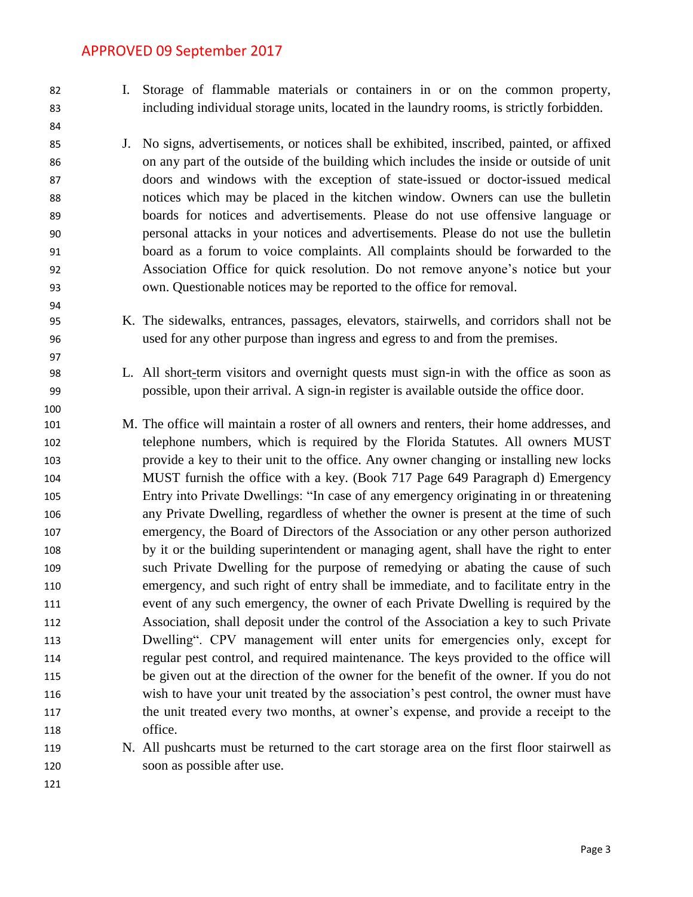I. Storage of flammable materials or containers in or on the common property, including individual storage units, located in the laundry rooms, is strictly forbidden.

J. No signs, advertisements, or notices shall be exhibited, inscribed, painted, or affixed on any part of the outside of the building which includes the inside or outside of unit doors and windows with the exception of state-issued or doctor-issued medical notices which may be placed in the kitchen window. Owners can use the bulletin boards for notices and advertisements. Please do not use offensive language or personal attacks in your notices and advertisements. Please do not use the bulletin board as a forum to voice complaints. All complaints should be forwarded to the Association Office for quick resolution. Do not remove anyone's notice but your own. Questionable notices may be reported to the office for removal.

K. The sidewalks, entrances, passages, elevators, stairwells, and corridors shall not be used for any other purpose than ingress and egress to and from the premises.

L. All short-term visitors and overnight quests must sign-in with the office as soon as possible, upon their arrival. A sign-in register is available outside the office door.

M. The office will maintain a roster of all owners and renters, their home addresses, and telephone numbers, which is required by the Florida Statutes. All owners MUST provide a key to their unit to the office. Any owner changing or installing new locks MUST furnish the office with a key. (Book 717 Page 649 Paragraph d) Emergency Entry into Private Dwellings: "In case of any emergency originating in or threatening any Private Dwelling, regardless of whether the owner is present at the time of such emergency, the Board of Directors of the Association or any other person authorized by it or the building superintendent or managing agent, shall have the right to enter such Private Dwelling for the purpose of remedying or abating the cause of such emergency, and such right of entry shall be immediate, and to facilitate entry in the event of any such emergency, the owner of each Private Dwelling is required by the Association, shall deposit under the control of the Association a key to such Private Dwelling". CPV management will enter units for emergencies only, except for regular pest control, and required maintenance. The keys provided to the office will be given out at the direction of the owner for the benefit of the owner. If you do not wish to have your unit treated by the association's pest control, the owner must have the unit treated every two months, at owner's expense, and provide a receipt to the office.

N. All pushcarts must be returned to the cart storage area on the first floor stairwell as soon as possible after use.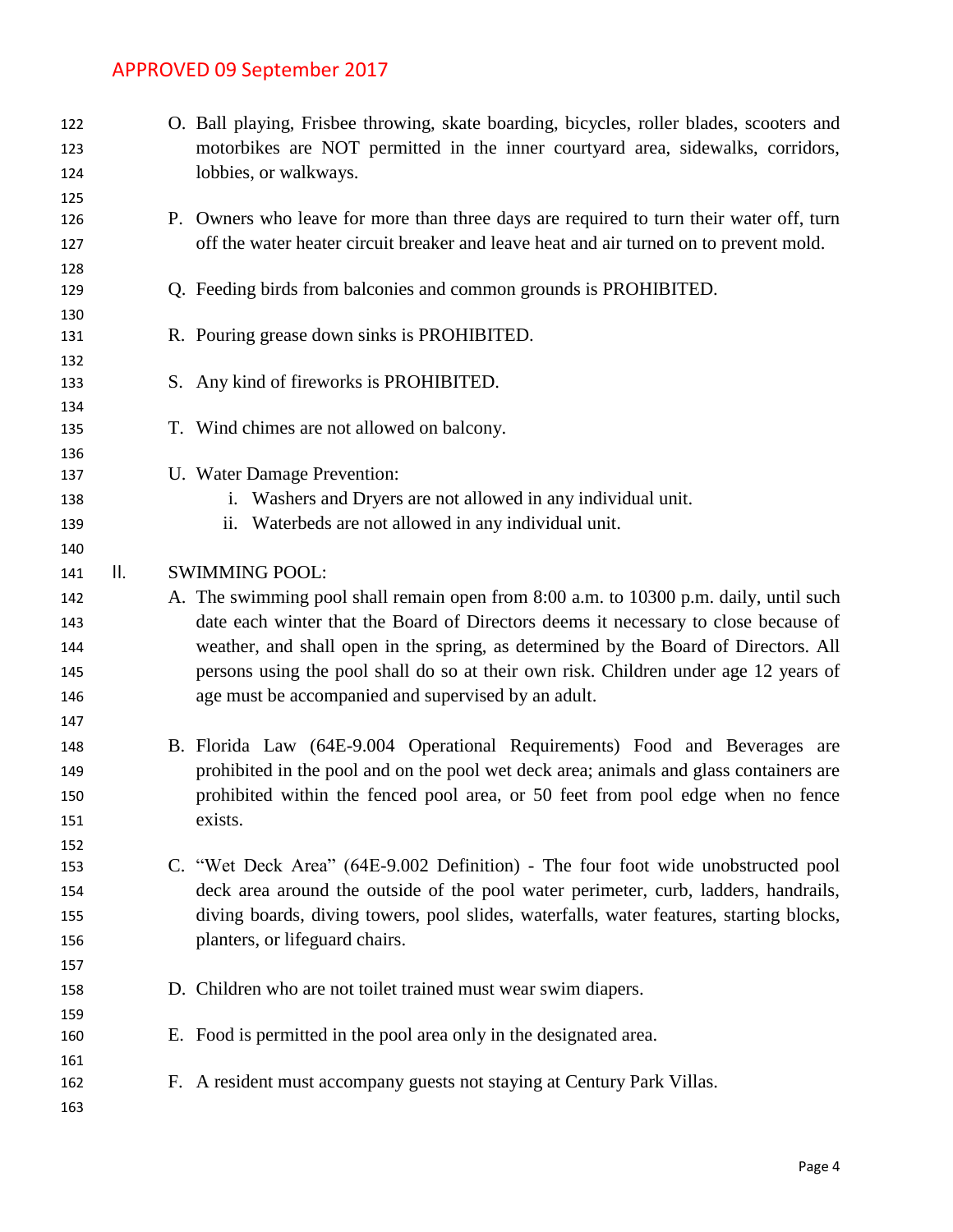APPROVED 09 September 2017

O. Ball playing, Frisbee throwing, skate boarding, bicycles, roller blades, scooters and motorbikes are NOT permitted in the inner courtyard area, sidewalks, corridors, lobbies, or walkways.

P. Owners who leave for more than three days are required to turn their water off, turn off the water heater circuit breaker and leave heat and air turned on to prevent mold.

Q. Feeding birds from balconies and common grounds is PROHIBITED.

R. Pouring grease down sinks is PROHIBITED.

S. Any kind of fireworks is PROHIBITED.

T. Wind chimes are not allowed on balcony.

U. Water Damage Prevention:
   i. Washers and Dryers are not allowed in any individual unit.
   ii. Waterbeds are not allowed in any individual unit.

II. SWIMMING POOL:

A. The swimming pool shall remain open from 8:00 a.m. to 10300 p.m. daily, until such date each winter that the Board of Directors deems it necessary to close because of weather, and shall open in the spring, as determined by the Board of Directors. All persons using the pool shall do so at their own risk. Children under age 12 years of age must be accompanied and supervised by an adult.

B. Florida Law (64E-9.004 Operational Requirements) Food and Beverages are prohibited in the pool and on the pool wet deck area; animals and glass containers are prohibited within the fenced pool area, or 50 feet from pool edge when no fence exists.

C. "Wet Deck Area" (64E-9.002 Definition) - The four foot wide unobstructed pool deck area around the outside of the pool water perimeter, curb, ladders, handrails, diving boards, diving towers, pool slides, waterfalls, water features, starting blocks, planters, or lifeguard chairs.

D. Children who are not toilet trained must wear swim diapers.

E. Food is permitted in the pool area only in the designated area.

F. A resident must accompany guests not staying at Century Park Villas.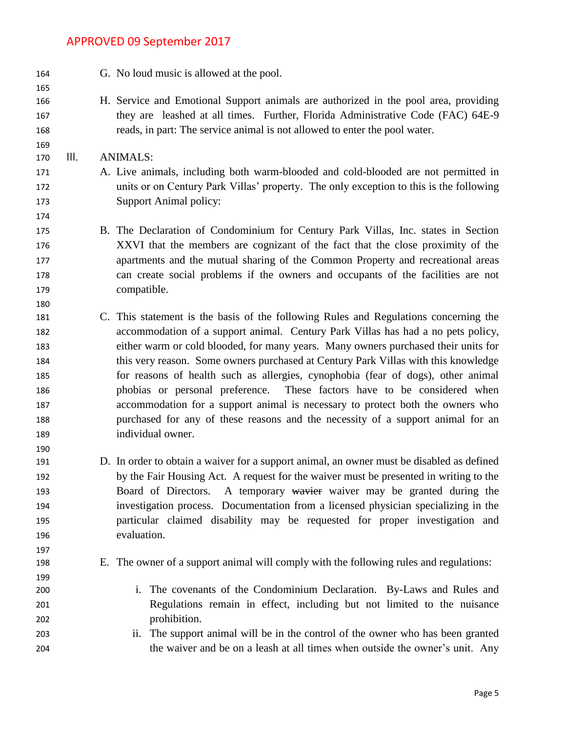G. No loud music is allowed at the pool.

H. Service and Emotional Support animals are authorized in the pool area, providing they are leashed at all times. Further, Florida Administrative Code (FAC) 64E-9 reads, in part: The service animal is not allowed to enter the pool water.

## III. ANIMALS:

A. Live animals, including both warm-blooded and cold-blooded are not permitted in units or on Century Park Villas' property. The only exception to this is the following Support Animal policy:

B. The Declaration of Condominium for Century Park Villas, Inc. states in Section XXVI that the members are cognizant of the fact that the close proximity of the apartments and the mutual sharing of the Common Property and recreational areas can create social problems if the owners and occupants of the facilities are not compatible.

C. This statement is the basis of the following Rules and Regulations concerning the accommodation of a support animal. Century Park Villas has had a no pets policy, either warm or cold blooded, for many years. Many owners purchased their units for this very reason. Some owners purchased at Century Park Villas with this knowledge for reasons of health such as allergies, cynophobia (fear of dogs), other animal phobias or personal preference. These factors have to be considered when accommodation for a support animal is necessary to protect both the owners who purchased for any of these reasons and the necessity of a support animal for an individual owner.

D. In order to obtain a waiver for a support animal, an owner must be disabled as defined by the Fair Housing Act. A request for the waiver must be presented in writing to the Board of Directors. A temporary ~~wavier~~ waiver may be granted during the investigation process. Documentation from a licensed physician specializing in the particular claimed disability may be requested for proper investigation and evaluation.

E. The owner of a support animal will comply with the following rules and regulations:

   i. The covenants of the Condominium Declaration. By-Laws and Rules and Regulations remain in effect, including but not limited to the nuisance prohibition.

   ii. The support animal will be in the control of the owner who has been granted the waiver and be on a leash at all times when outside the owner's unit. Any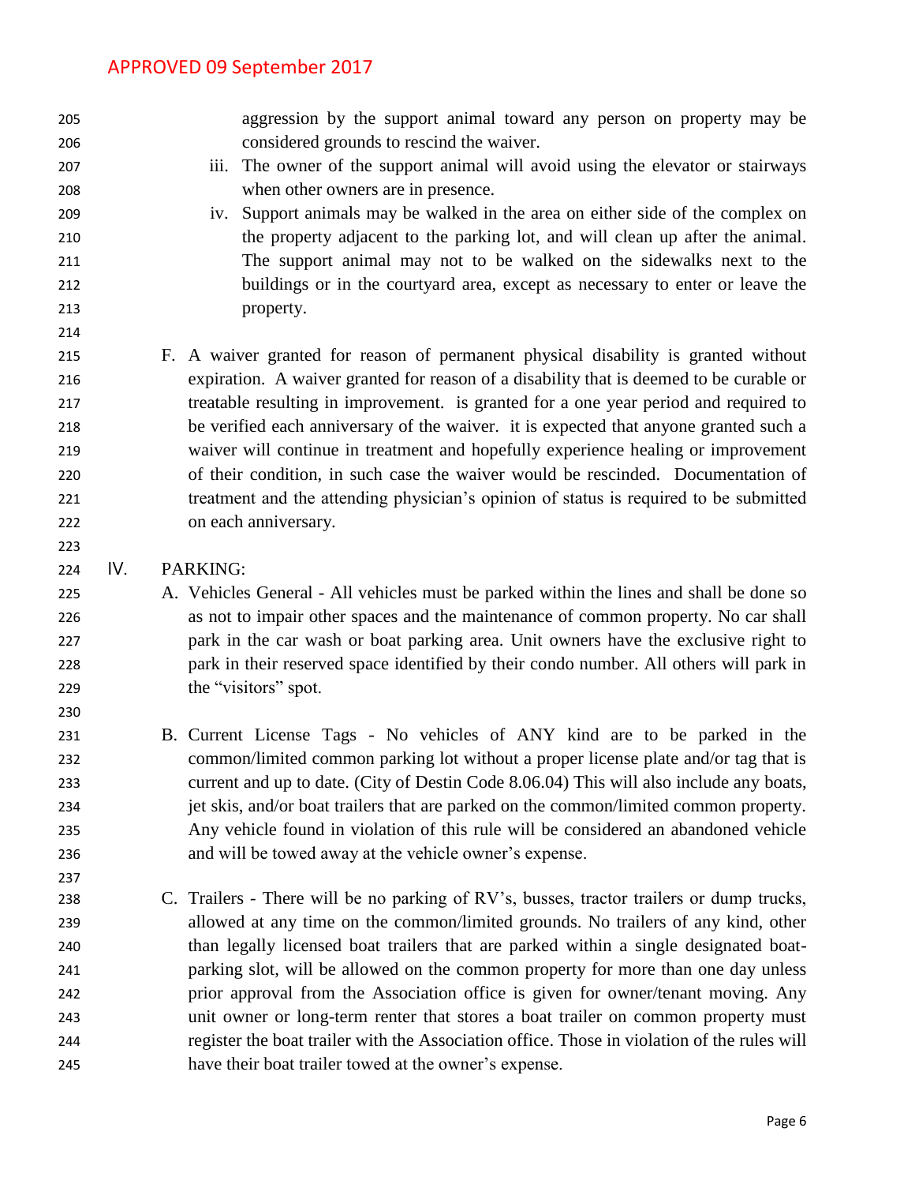aggression by the support animal toward any person on property may be considered grounds to rescind the waiver.

iii. The owner of the support animal will avoid using the elevator or stairways when other owners are in presence.

iv. Support animals may be walked in the area on either side of the complex on the property adjacent to the parking lot, and will clean up after the animal. The support animal may not to be walked on the sidewalks next to the buildings or in the courtyard area, except as necessary to enter or leave the property.

F. A waiver granted for reason of permanent physical disability is granted without expiration. A waiver granted for reason of a disability that is deemed to be curable or treatable resulting in improvement. is granted for a one year period and required to be verified each anniversary of the waiver. it is expected that anyone granted such a waiver will continue in treatment and hopefully experience healing or improvement of their condition, in such case the waiver would be rescinded. Documentation of treatment and the attending physician's opinion of status is required to be submitted on each anniversary.

## IV. PARKING:

A. Vehicles General - All vehicles must be parked within the lines and shall be done so as not to impair other spaces and the maintenance of common property. No car shall park in the car wash or boat parking area. Unit owners have the exclusive right to park in their reserved space identified by their condo number. All others will park in the "visitors" spot.

B. Current License Tags - No vehicles of ANY kind are to be parked in the common/limited common parking lot without a proper license plate and/or tag that is current and up to date. (City of Destin Code 8.06.04) This will also include any boats, jet skis, and/or boat trailers that are parked on the common/limited common property. Any vehicle found in violation of this rule will be considered an abandoned vehicle and will be towed away at the vehicle owner's expense.

C. Trailers - There will be no parking of RV's, busses, tractor trailers or dump trucks, allowed at any time on the common/limited grounds. No trailers of any kind, other than legally licensed boat trailers that are parked within a single designated boat-parking slot, will be allowed on the common property for more than one day unless prior approval from the Association office is given for owner/tenant moving. Any unit owner or long-term renter that stores a boat trailer on common property must register the boat trailer with the Association office. Those in violation of the rules will have their boat trailer towed at the owner's expense.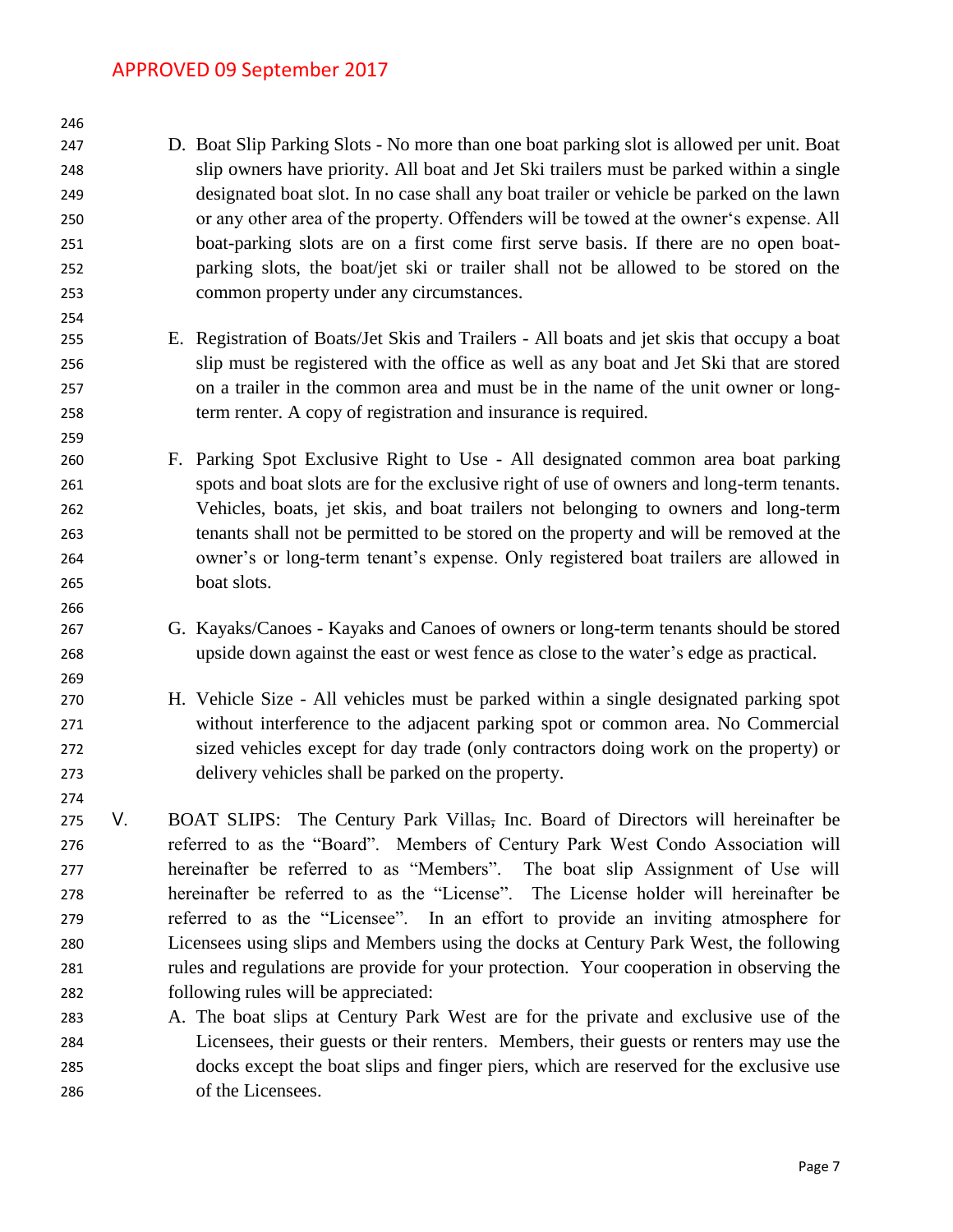D. Boat Slip Parking Slots - No more than one boat parking slot is allowed per unit. Boat slip owners have priority. All boat and Jet Ski trailers must be parked within a single designated boat slot. In no case shall any boat trailer or vehicle be parked on the lawn or any other area of the property. Offenders will be towed at the owner's expense. All boat-parking slots are on a first come first serve basis. If there are no open boat-parking slots, the boat/jet ski or trailer shall not be allowed to be stored on the common property under any circumstances.

E. Registration of Boats/Jet Skis and Trailers - All boats and jet skis that occupy a boat slip must be registered with the office as well as any boat and Jet Ski that are stored on a trailer in the common area and must be in the name of the unit owner or long-term renter. A copy of registration and insurance is required.

F. Parking Spot Exclusive Right to Use - All designated common area boat parking spots and boat slots are for the exclusive right of use of owners and long-term tenants. Vehicles, boats, jet skis, and boat trailers not belonging to owners and long-term tenants shall not be permitted to be stored on the property and will be removed at the owner's or long-term tenant's expense. Only registered boat trailers are allowed in boat slots.

G. Kayaks/Canoes - Kayaks and Canoes of owners or long-term tenants should be stored upside down against the east or west fence as close to the water's edge as practical.

H. Vehicle Size - All vehicles must be parked within a single designated parking spot without interference to the adjacent parking spot or common area. No Commercial sized vehicles except for day trade (only contractors doing work on the property) or delivery vehicles shall be parked on the property.

V. BOAT SLIPS: The Century Park Villas, Inc. Board of Directors will hereinafter be referred to as the "Board". Members of Century Park West Condo Association will hereinafter be referred to as "Members". The boat slip Assignment of Use will hereinafter be referred to as the "License". The License holder will hereinafter be referred to as the "Licensee". In an effort to provide an inviting atmosphere for Licensees using slips and Members using the docks at Century Park West, the following rules and regulations are provide for your protection. Your cooperation in observing the following rules will be appreciated:

A. The boat slips at Century Park West are for the private and exclusive use of the Licensees, their guests or their renters. Members, their guests or renters may use the docks except the boat slips and finger piers, which are reserved for the exclusive use of the Licensees.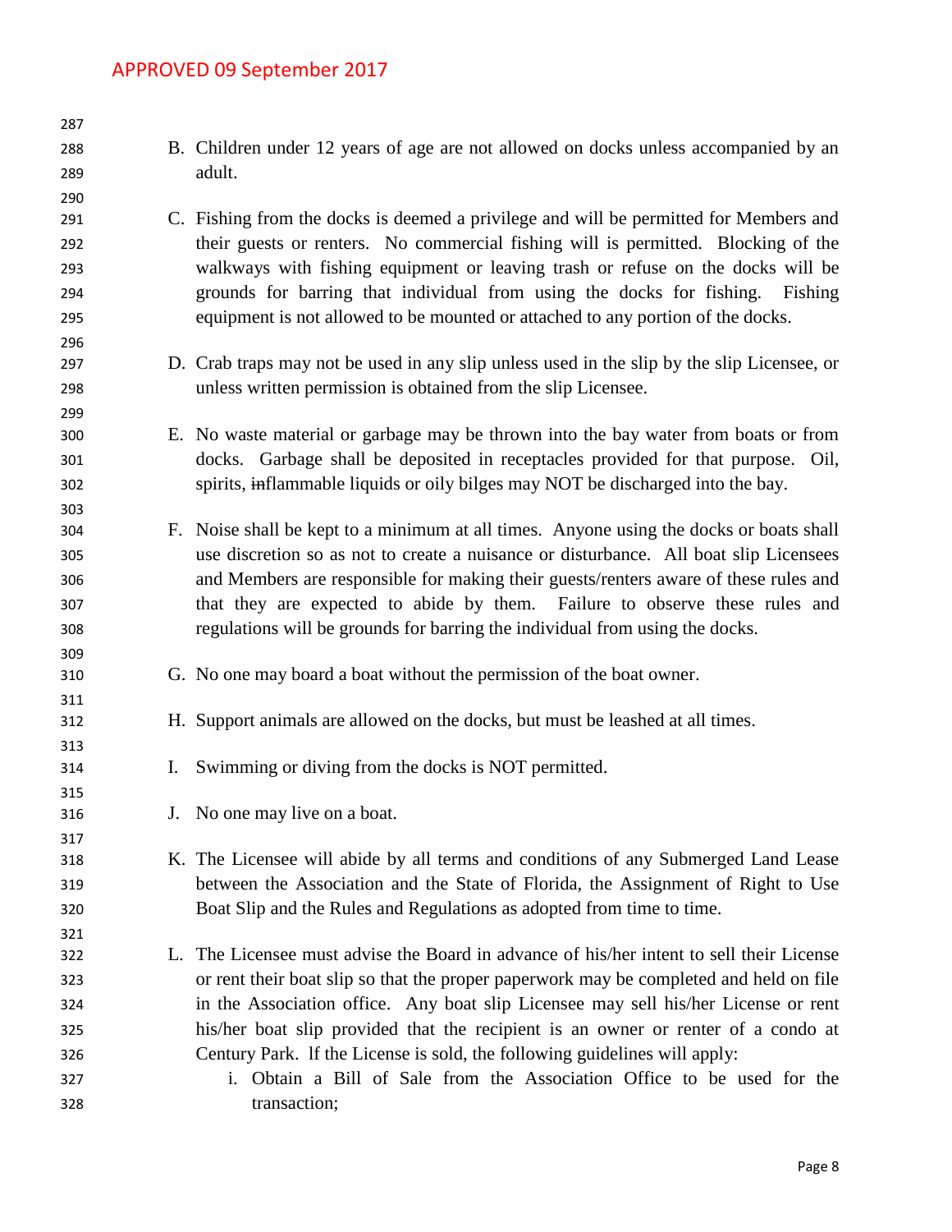B. Children under 12 years of age are not allowed on docks unless accompanied by an adult.

C. Fishing from the docks is deemed a privilege and will be permitted for Members and their guests or renters. No commercial fishing will is permitted. Blocking of the walkways with fishing equipment or leaving trash or refuse on the docks will be grounds for barring that individual from using the docks for fishing. Fishing equipment is not allowed to be mounted or attached to any portion of the docks.

D. Crab traps may not be used in any slip unless used in the slip by the slip Licensee, or unless written permission is obtained from the slip Licensee.

E. No waste material or garbage may be thrown into the bay water from boats or from docks. Garbage shall be deposited in receptacles provided for that purpose. Oil, spirits, ~~in~~flammable liquids or oily bilges may NOT be discharged into the bay.

F. Noise shall be kept to a minimum at all times. Anyone using the docks or boats shall use discretion so as not to create a nuisance or disturbance. All boat slip Licensees and Members are responsible for making their guests/renters aware of these rules and that they are expected to abide by them. Failure to observe these rules and regulations will be grounds for barring the individual from using the docks.

G. No one may board a boat without the permission of the boat owner.

H. Support animals are allowed on the docks, but must be leashed at all times.

I. Swimming or diving from the docks is NOT permitted.

J. No one may live on a boat.

K. The Licensee will abide by all terms and conditions of any Submerged Land Lease between the Association and the State of Florida, the Assignment of Right to Use Boat Slip and the Rules and Regulations as adopted from time to time.

L. The Licensee must advise the Board in advance of his/her intent to sell their License or rent their boat slip so that the proper paperwork may be completed and held on file in the Association office. Any boat slip Licensee may sell his/her License or rent his/her boat slip provided that the recipient is an owner or renter of a condo at Century Park. If the License is sold, the following guidelines will apply:

    i. Obtain a Bill of Sale from the Association Office to be used for the transaction;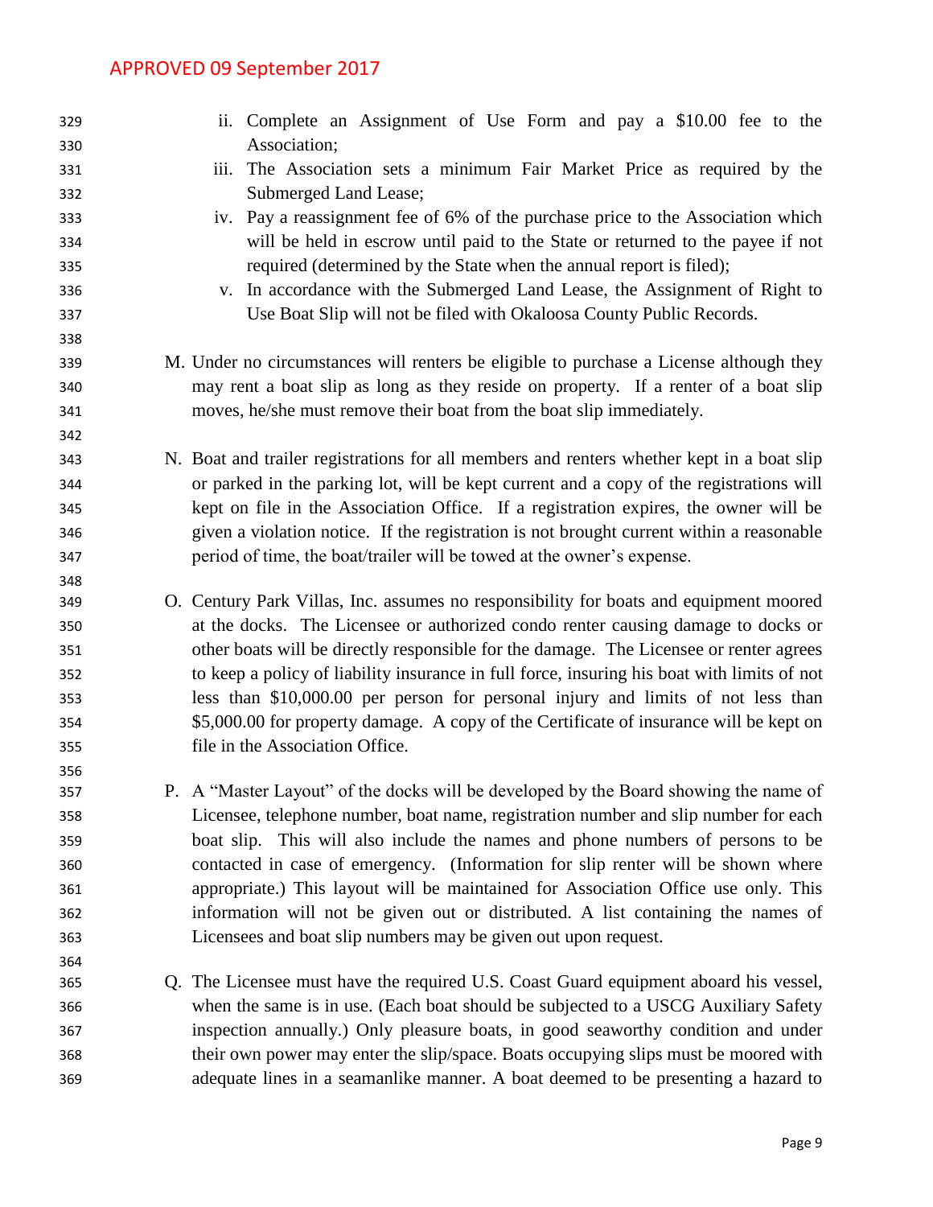APPROVED 09 September 2017

ii. Complete an Assignment of Use Form and pay a $10.00 fee to the Association;

iii. The Association sets a minimum Fair Market Price as required by the Submerged Land Lease;

iv. Pay a reassignment fee of 6% of the purchase price to the Association which will be held in escrow until paid to the State or returned to the payee if not required (determined by the State when the annual report is filed);

v. In accordance with the Submerged Land Lease, the Assignment of Right to Use Boat Slip will not be filed with Okaloosa County Public Records.

M. Under no circumstances will renters be eligible to purchase a License although they may rent a boat slip as long as they reside on property. If a renter of a boat slip moves, he/she must remove their boat from the boat slip immediately.

N. Boat and trailer registrations for all members and renters whether kept in a boat slip or parked in the parking lot, will be kept current and a copy of the registrations will kept on file in the Association Office. If a registration expires, the owner will be given a violation notice. If the registration is not brought current within a reasonable period of time, the boat/trailer will be towed at the owner's expense.

O. Century Park Villas, Inc. assumes no responsibility for boats and equipment moored at the docks. The Licensee or authorized condo renter causing damage to docks or other boats will be directly responsible for the damage. The Licensee or renter agrees to keep a policy of liability insurance in full force, insuring his boat with limits of not less than $10,000.00 per person for personal injury and limits of not less than $5,000.00 for property damage. A copy of the Certificate of insurance will be kept on file in the Association Office.

P. A "Master Layout" of the docks will be developed by the Board showing the name of Licensee, telephone number, boat name, registration number and slip number for each boat slip. This will also include the names and phone numbers of persons to be contacted in case of emergency. (Information for slip renter will be shown where appropriate.) This layout will be maintained for Association Office use only. This information will not be given out or distributed. A list containing the names of Licensees and boat slip numbers may be given out upon request.

Q. The Licensee must have the required U.S. Coast Guard equipment aboard his vessel, when the same is in use. (Each boat should be subjected to a USCG Auxiliary Safety inspection annually.) Only pleasure boats, in good seaworthy condition and under their own power may enter the slip/space. Boats occupying slips must be moored with adequate lines in a seamanlike manner. A boat deemed to be presenting a hazard to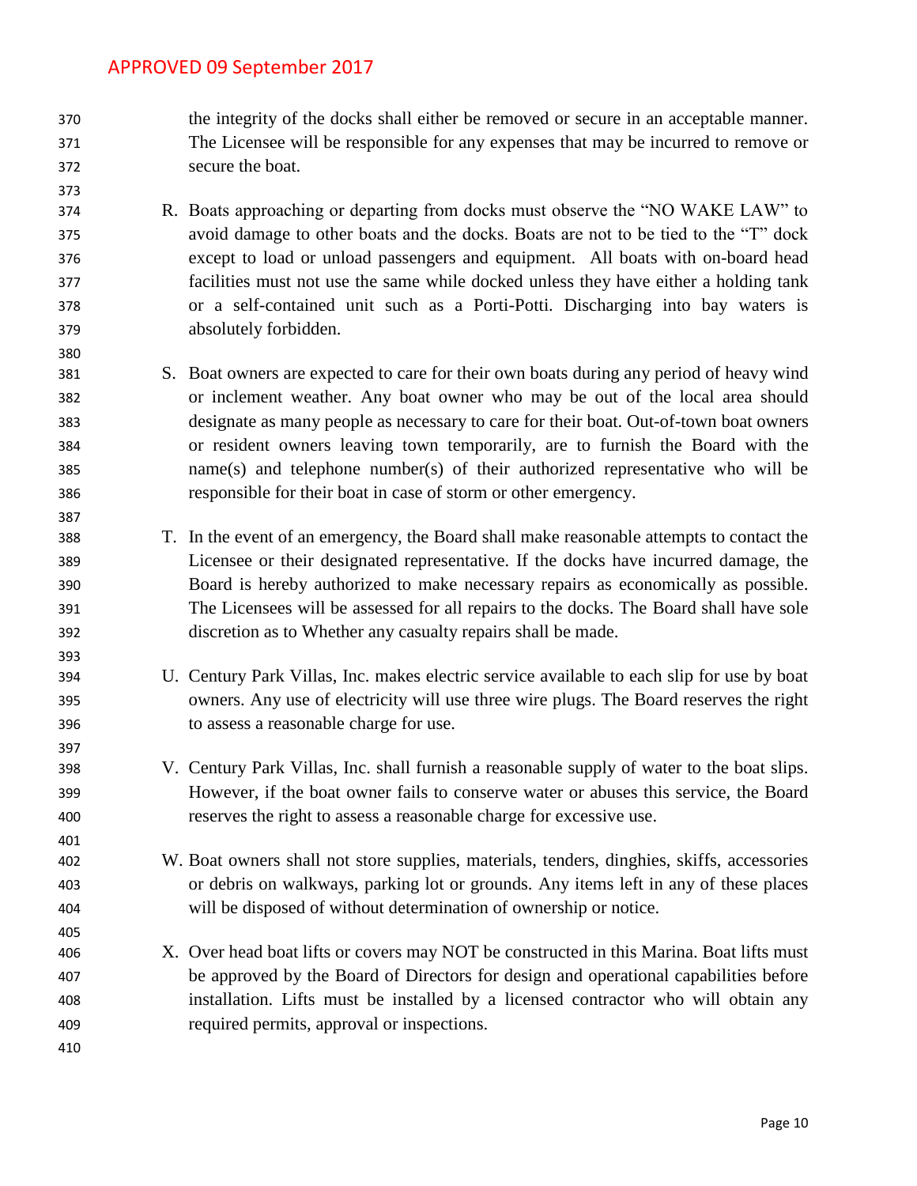the integrity of the docks shall either be removed or secure in an acceptable manner. The Licensee will be responsible for any expenses that may be incurred to remove or secure the boat.

R. Boats approaching or departing from docks must observe the "NO WAKE LAW" to avoid damage to other boats and the docks. Boats are not to be tied to the "T" dock except to load or unload passengers and equipment. All boats with on-board head facilities must not use the same while docked unless they have either a holding tank or a self-contained unit such as a Porti-Potti. Discharging into bay waters is absolutely forbidden.

S. Boat owners are expected to care for their own boats during any period of heavy wind or inclement weather. Any boat owner who may be out of the local area should designate as many people as necessary to care for their boat. Out-of-town boat owners or resident owners leaving town temporarily, are to furnish the Board with the name(s) and telephone number(s) of their authorized representative who will be responsible for their boat in case of storm or other emergency.

T. In the event of an emergency, the Board shall make reasonable attempts to contact the Licensee or their designated representative. If the docks have incurred damage, the Board is hereby authorized to make necessary repairs as economically as possible. The Licensees will be assessed for all repairs to the docks. The Board shall have sole discretion as to Whether any casualty repairs shall be made.

U. Century Park Villas, Inc. makes electric service available to each slip for use by boat owners. Any use of electricity will use three wire plugs. The Board reserves the right to assess a reasonable charge for use.

V. Century Park Villas, Inc. shall furnish a reasonable supply of water to the boat slips. However, if the boat owner fails to conserve water or abuses this service, the Board reserves the right to assess a reasonable charge for excessive use.

W. Boat owners shall not store supplies, materials, tenders, dinghies, skiffs, accessories or debris on walkways, parking lot or grounds. Any items left in any of these places will be disposed of without determination of ownership or notice.

X. Over head boat lifts or covers may NOT be constructed in this Marina. Boat lifts must be approved by the Board of Directors for design and operational capabilities before installation. Lifts must be installed by a licensed contractor who will obtain any required permits, approval or inspections.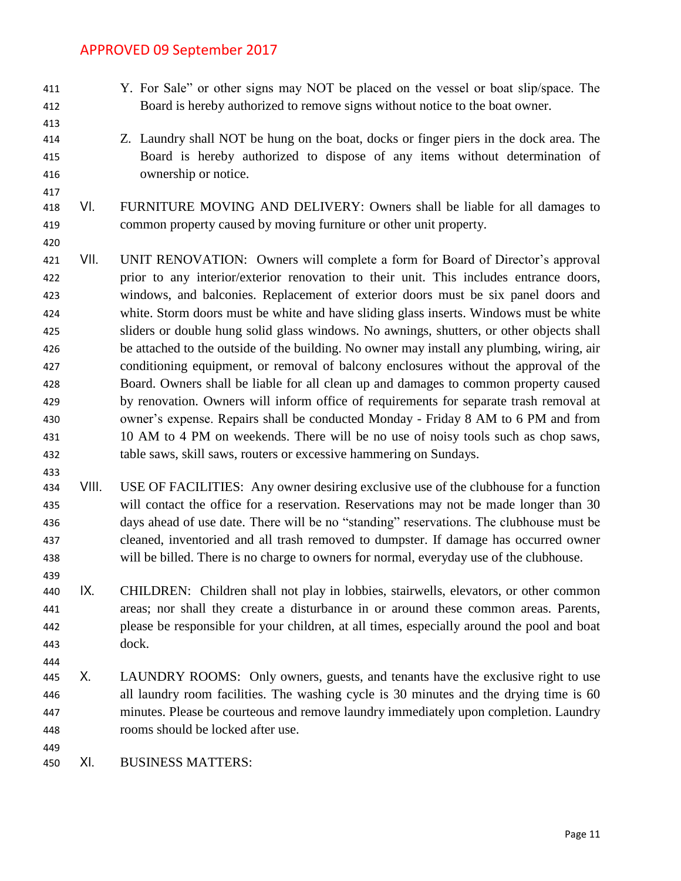APPROVED 09 September 2017

Y. For Sale" or other signs may NOT be placed on the vessel or boat slip/space. The Board is hereby authorized to remove signs without notice to the boat owner.

Z. Laundry shall NOT be hung on the boat, docks or finger piers in the dock area. The Board is hereby authorized to dispose of any items without determination of ownership or notice.

VI. FURNITURE MOVING AND DELIVERY: Owners shall be liable for all damages to common property caused by moving furniture or other unit property.

VII. UNIT RENOVATION: Owners will complete a form for Board of Director's approval prior to any interior/exterior renovation to their unit. This includes entrance doors, windows, and balconies. Replacement of exterior doors must be six panel doors and white. Storm doors must be white and have sliding glass inserts. Windows must be white sliders or double hung solid glass windows. No awnings, shutters, or other objects shall be attached to the outside of the building. No owner may install any plumbing, wiring, air conditioning equipment, or removal of balcony enclosures without the approval of the Board. Owners shall be liable for all clean up and damages to common property caused by renovation. Owners will inform office of requirements for separate trash removal at owner's expense. Repairs shall be conducted Monday - Friday 8 AM to 6 PM and from 10 AM to 4 PM on weekends. There will be no use of noisy tools such as chop saws, table saws, skill saws, routers or excessive hammering on Sundays.

VIII. USE OF FACILITIES: Any owner desiring exclusive use of the clubhouse for a function will contact the office for a reservation. Reservations may not be made longer than 30 days ahead of use date. There will be no "standing" reservations. The clubhouse must be cleaned, inventoried and all trash removed to dumpster. If damage has occurred owner will be billed. There is no charge to owners for normal, everyday use of the clubhouse.

IX. CHILDREN: Children shall not play in lobbies, stairwells, elevators, or other common areas; nor shall they create a disturbance in or around these common areas. Parents, please be responsible for your children, at all times, especially around the pool and boat dock.

X. LAUNDRY ROOMS: Only owners, guests, and tenants have the exclusive right to use all laundry room facilities. The washing cycle is 30 minutes and the drying time is 60 minutes. Please be courteous and remove laundry immediately upon completion. Laundry rooms should be locked after use.

XI. BUSINESS MATTERS: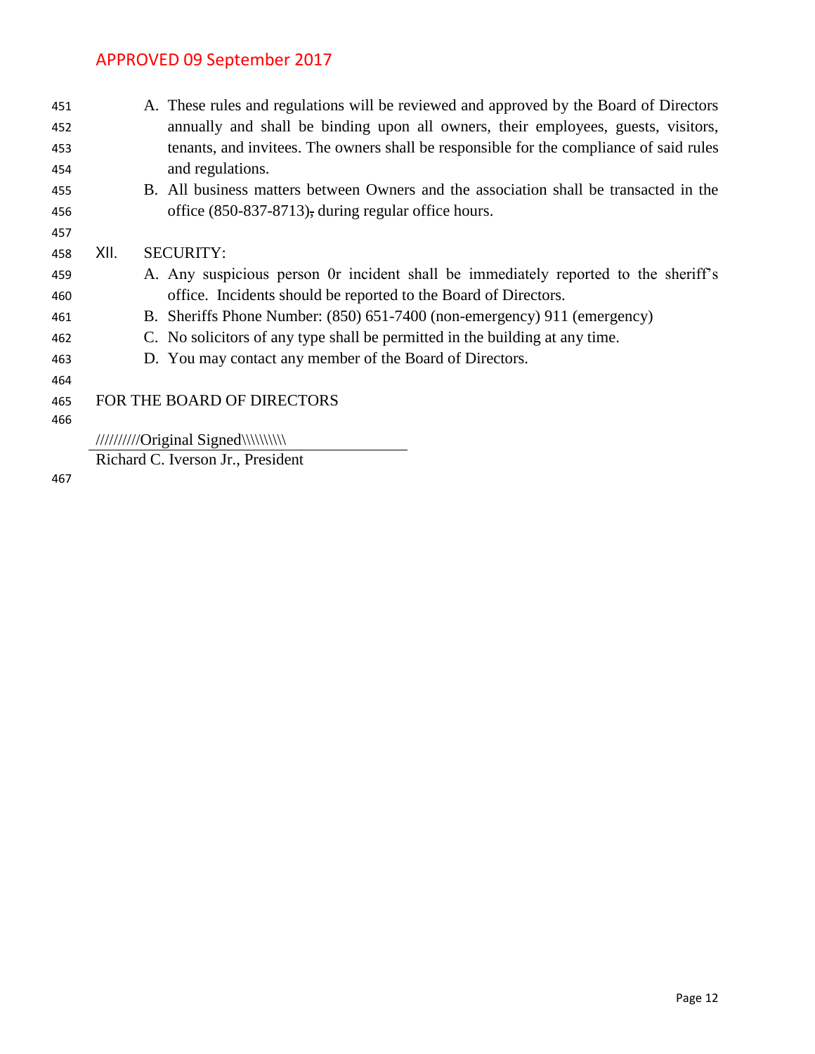APPROVED 09 September 2017

A. These rules and regulations will be reviewed and approved by the Board of Directors annually and shall be binding upon all owners, their employees, guests, visitors, tenants, and invitees. The owners shall be responsible for the compliance of said rules and regulations.

B. All business matters between Owners and the association shall be transacted in the office (850-837-8713), during regular office hours.

XII. SECURITY:

A. Any suspicious person 0r incident shall be immediately reported to the sheriff's office. Incidents should be reported to the Board of Directors.

B. Sheriffs Phone Number: (850) 651-7400 (non-emergency) 911 (emergency)

C. No solicitors of any type shall be permitted in the building at any time.

D. You may contact any member of the Board of Directors.

FOR THE BOARD OF DIRECTORS

//////////Original Signed\\\\\\\\\\

Richard C. Iverson Jr., President